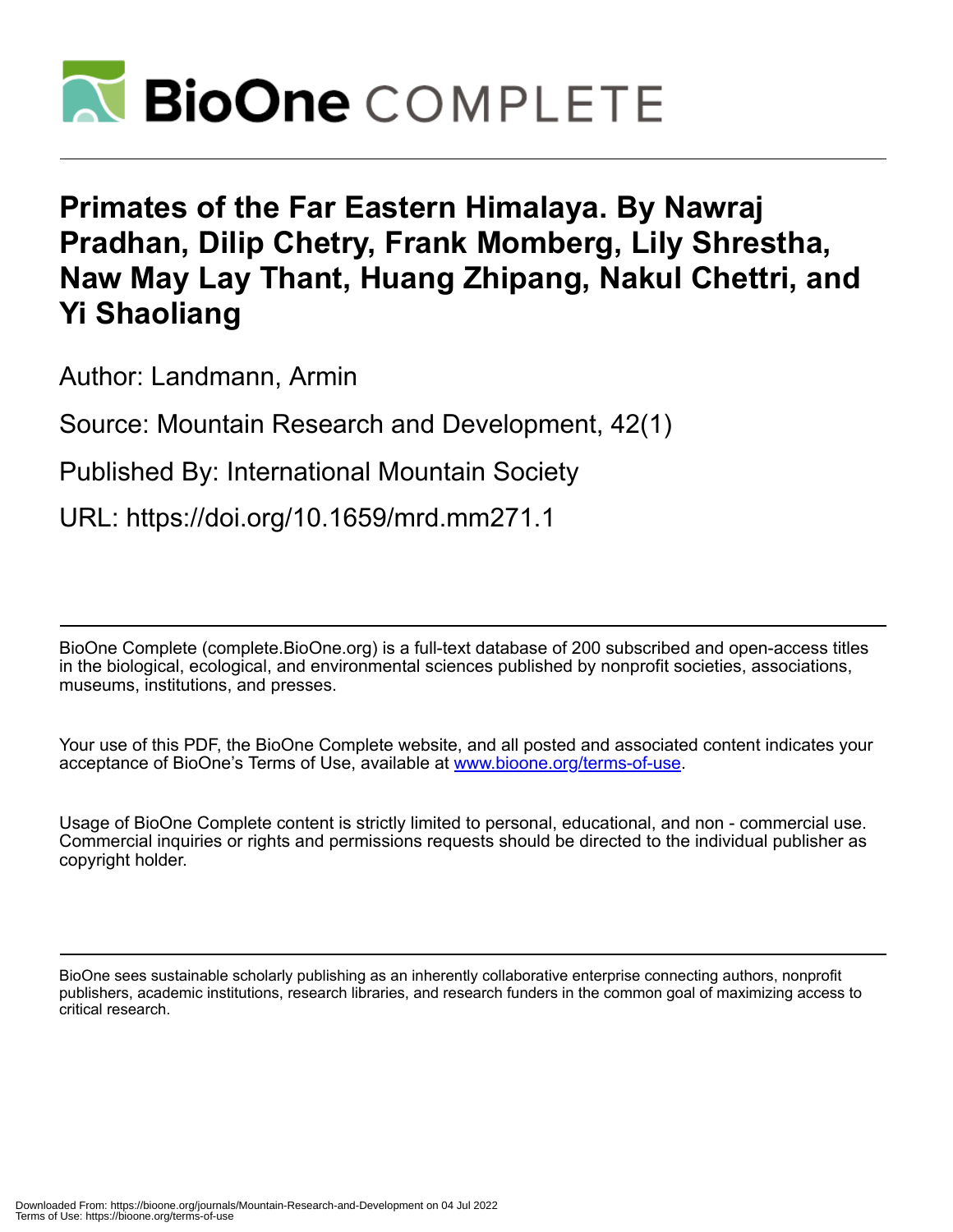# Primates of the Far Eastern Himalaya. By Nawraj Pradhan, Dilip Chetry, Frank Momberg, Lily Shrestha, Naw May Lay Thant, Huang Zhipang, Nakul Chettri, and Yi Shaoliang

Author: Landmann, Armin

Source: Mountain Research and Development, 42(1)

Published By: International Mountain Society

URL: https://doi.org/10.1659/mrd.mm271.1

---

BioOne Complete (complete.BioOne.org) is a full-text database of 200 subscribed and open-access titles in the biological, ecological, and environmental sciences published by nonprofit societies, associations, museums, institutions, and presses.

Your use of this PDF, the BioOne Complete website, and all posted and associated content indicates your acceptance of BioOne's Terms of Use, available at www.bioone.org/terms-of-use.

Usage of BioOne Complete content is strictly limited to personal, educational, and non - commercial use. Commercial inquiries or rights and permissions requests should be directed to the individual publisher as copyright holder.

---

BioOne sees sustainable scholarly publishing as an inherently collaborative enterprise connecting authors, nonprofit publishers, academic institutions, research libraries, and research funders in the common goal of maximizing access to critical research.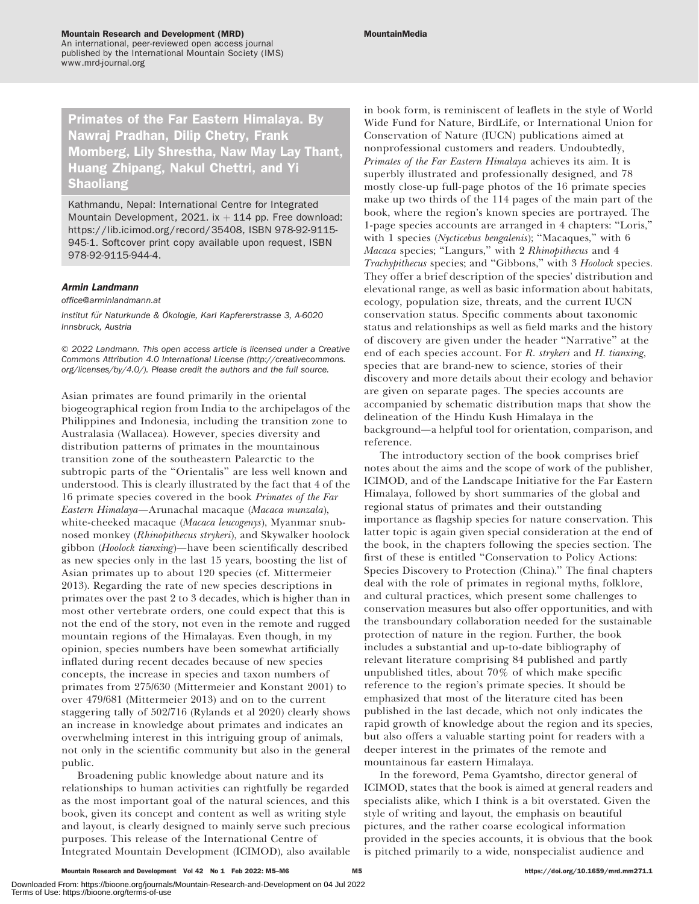## Primates of the Far Eastern Himalaya. By Nawraj Pradhan, Dilip Chetry, Frank Momberg, Lily Shrestha, Naw May Lay Thant, Huang Zhipang, Nakul Chettri, and Yi Shaoliang

Kathmandu, Nepal: International Centre for Integrated Mountain Development, 2021. ix + 114 pp. Free download: https://lib.icimod.org/record/35408, ISBN 978-92-9115-945-1. Softcover print copy available upon request, ISBN 978-92-9115-944-4.

***Armin Landmann***

*office@arminlandmann.at*

*Institut für Naturkunde & Ökologie, Karl Kapfererstrasse 3, A-6020 Innsbruck, Austria*

*© 2022 Landmann. This open access article is licensed under a Creative Commons Attribution 4.0 International License (http://creativecommons.org/licenses/by/4.0/). Please credit the authors and the full source.*

Asian primates are found primarily in the oriental biogeographical region from India to the archipelagos of the Philippines and Indonesia, including the transition zone to Australasia (Wallacea). However, species diversity and distribution patterns of primates in the mountainous transition zone of the southeastern Palearctic to the subtropic parts of the "Orientalis" are less well known and understood. This is clearly illustrated by the fact that 4 of the 16 primate species covered in the book *Primates of the Far Eastern Himalaya*—Arunachal macaque (*Macaca munzala*), white-cheeked macaque (*Macaca leucogenys*), Myanmar snub-nosed monkey (*Rhinopithecus strykeri*), and Skywalker hoolock gibbon (*Hoolock tianxing*)—have been scientifically described as new species only in the last 15 years, boosting the list of Asian primates up to about 120 species (cf. Mittermeier 2013). Regarding the rate of new species descriptions in primates over the past 2 to 3 decades, which is higher than in most other vertebrate orders, one could expect that this is not the end of the story, not even in the remote and rugged mountain regions of the Himalayas. Even though, in my opinion, species numbers have been somewhat artificially inflated during recent decades because of new species concepts, the increase in species and taxon numbers of primates from 275/630 (Mittermeier and Konstant 2001) to over 479/681 (Mittermeier 2013) and on to the current staggering tally of 502/716 (Rylands et al 2020) clearly shows an increase in knowledge about primates and indicates an overwhelming interest in this intriguing group of animals, not only in the scientific community but also in the general public.

Broadening public knowledge about nature and its relationships to human activities can rightfully be regarded as the most important goal of the natural sciences, and this book, given its concept and content as well as writing style and layout, is clearly designed to mainly serve such precious purposes. This release of the International Centre of Integrated Mountain Development (ICIMOD), also available in book form, is reminiscent of leaflets in the style of World Wide Fund for Nature, BirdLife, or International Union for Conservation of Nature (IUCN) publications aimed at nonprofessional customers and readers. Undoubtedly, *Primates of the Far Eastern Himalaya* achieves its aim. It is superbly illustrated and professionally designed, and 78 mostly close-up full-page photos of the 16 primate species make up two thirds of the 114 pages of the main part of the book, where the region's known species are portrayed. The 1-page species accounts are arranged in 4 chapters: "Loris," with 1 species (*Nycticebus bengalenis*); "Macaques," with 6 *Macaca* species; "Langurs," with 2 *Rhinopithecus* and 4 *Trachypithecus* species; and "Gibbons," with 3 *Hoolock* species. They offer a brief description of the species' distribution and elevational range, as well as basic information about habitats, ecology, population size, threats, and the current IUCN conservation status. Specific comments about taxonomic status and relationships as well as field marks and the history of discovery are given under the header "Narrative" at the end of each species account. For *R. strykeri* and *H. tianxing*, species that are brand-new to science, stories of their discovery and more details about their ecology and behavior are given on separate pages. The species accounts are accompanied by schematic distribution maps that show the delineation of the Hindu Kush Himalaya in the background—a helpful tool for orientation, comparison, and reference.

The introductory section of the book comprises brief notes about the aims and the scope of work of the publisher, ICIMOD, and of the Landscape Initiative for the Far Eastern Himalaya, followed by short summaries of the global and regional status of primates and their outstanding importance as flagship species for nature conservation. This latter topic is again given special consideration at the end of the book, in the chapters following the species section. The first of these is entitled "Conservation to Policy Actions: Species Discovery to Protection (China)." The final chapters deal with the role of primates in regional myths, folklore, and cultural practices, which present some challenges to conservation measures but also offer opportunities, and with the transboundary collaboration needed for the sustainable protection of nature in the region. Further, the book includes a substantial and up-to-date bibliography of relevant literature comprising 84 published and partly unpublished titles, about 70% of which make specific reference to the region's primate species. It should be emphasized that most of the literature cited has been published in the last decade, which not only indicates the rapid growth of knowledge about the region and its species, but also offers a valuable starting point for readers with a deeper interest in the primates of the remote and mountainous far eastern Himalaya.

In the foreword, Pema Gyamtsho, director general of ICIMOD, states that the book is aimed at general readers and specialists alike, which I think is a bit overstated. Given the style of writing and layout, the emphasis on beautiful pictures, and the rather coarse ecological information provided in the species accounts, it is obvious that the book is pitched primarily to a wide, nonspecialist audience and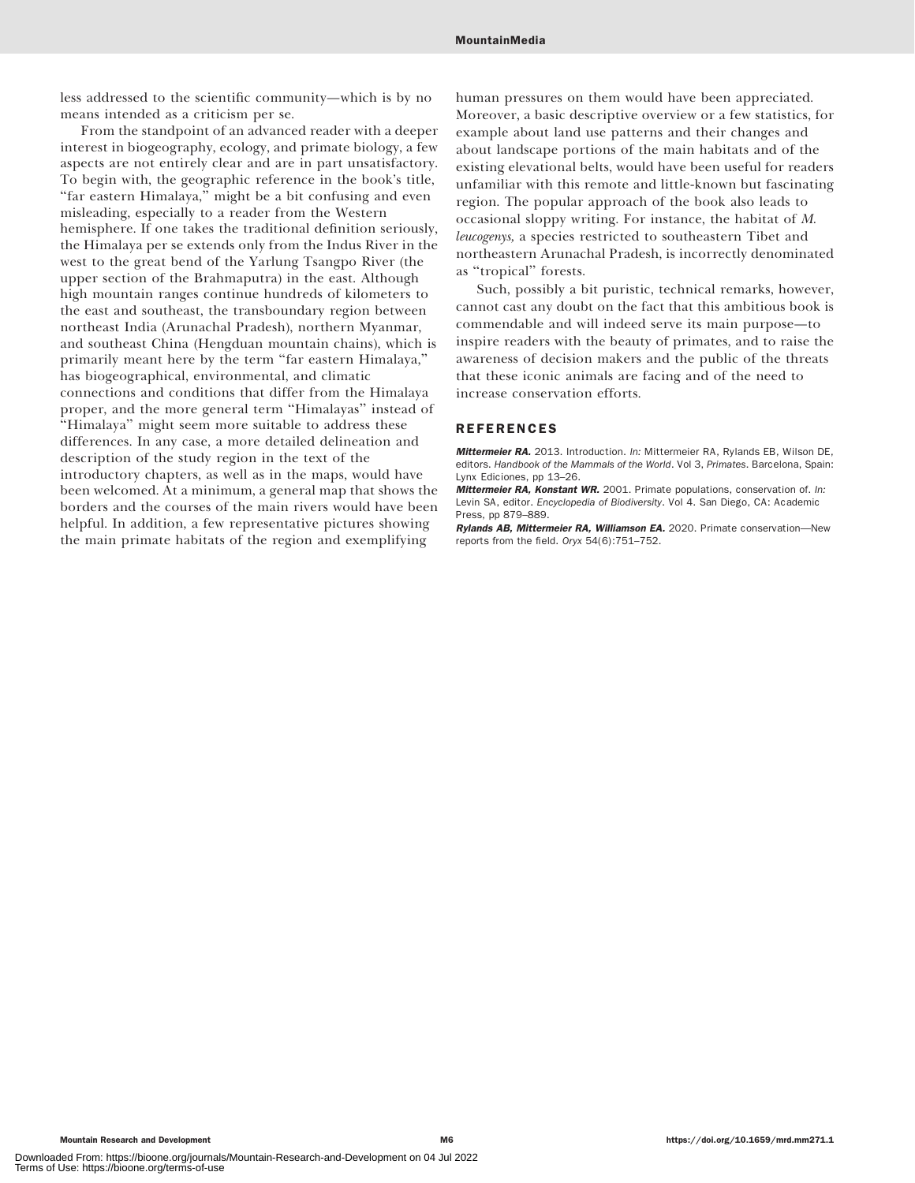less addressed to the scientific community—which is by no means intended as a criticism per se.

From the standpoint of an advanced reader with a deeper interest in biogeography, ecology, and primate biology, a few aspects are not entirely clear and are in part unsatisfactory. To begin with, the geographic reference in the book's title, "far eastern Himalaya," might be a bit confusing and even misleading, especially to a reader from the Western hemisphere. If one takes the traditional definition seriously, the Himalaya per se extends only from the Indus River in the west to the great bend of the Yarlung Tsangpo River (the upper section of the Brahmaputra) in the east. Although high mountain ranges continue hundreds of kilometers to the east and southeast, the transboundary region between northeast India (Arunachal Pradesh), northern Myanmar, and southeast China (Hengduan mountain chains), which is primarily meant here by the term "far eastern Himalaya," has biogeographical, environmental, and climatic connections and conditions that differ from the Himalaya proper, and the more general term "Himalayas" instead of "Himalaya" might seem more suitable to address these differences. In any case, a more detailed delineation and description of the study region in the text of the introductory chapters, as well as in the maps, would have been welcomed. At a minimum, a general map that shows the borders and the courses of the main rivers would have been helpful. In addition, a few representative pictures showing the main primate habitats of the region and exemplifying human pressures on them would have been appreciated. Moreover, a basic descriptive overview or a few statistics, for example about land use patterns and their changes and about landscape portions of the main habitats and of the existing elevational belts, would have been useful for readers unfamiliar with this remote and little-known but fascinating region. The popular approach of the book also leads to occasional sloppy writing. For instance, the habitat of *M. leucogenys*, a species restricted to southeastern Tibet and northeastern Arunachal Pradesh, is incorrectly denominated as "tropical" forests.

Such, possibly a bit puristic, technical remarks, however, cannot cast any doubt on the fact that this ambitious book is commendable and will indeed serve its main purpose—to inspire readers with the beauty of primates, and to raise the awareness of decision makers and the public of the threats that these iconic animals are facing and of the need to increase conservation efforts.

## REFERENCES

***Mittermeier RA.*** 2013. Introduction. *In:* Mittermeier RA, Rylands EB, Wilson DE, editors. *Handbook of the Mammals of the World*. Vol 3, *Primates*. Barcelona, Spain: Lynx Ediciones, pp 13–26.

***Mittermeier RA, Konstant WR.*** 2001. Primate populations, conservation of. *In:* Levin SA, editor. *Encyclopedia of Biodiversity*. Vol 4. San Diego, CA: Academic Press, pp 879–889.

***Rylands AB, Mittermeier RA, Williamson EA.*** 2020. Primate conservation—New reports from the field. *Oryx* 54(6):751–752.